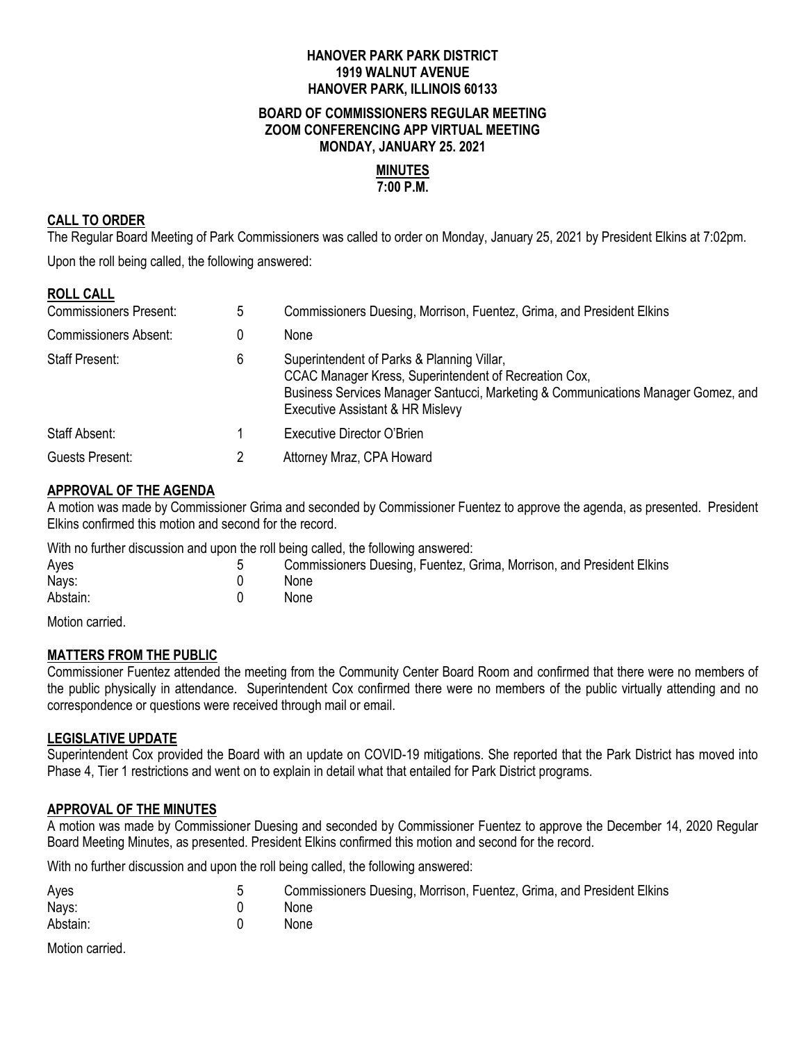**HANOVER PARK PARK DISTRICT**
**1919 WALNUT AVENUE**
**HANOVER PARK, ILLINOIS 60133**

**BOARD OF COMMISSIONERS REGULAR MEETING**
**ZOOM CONFERENCING APP VIRTUAL MEETING**
**MONDAY, JANUARY 25. 2021**

**MINUTES**
**7:00 P.M.**

## CALL TO ORDER

The Regular Board Meeting of Park Commissioners was called to order on Monday, January 25, 2021 by President Elkins at 7:02pm.

Upon the roll being called, the following answered:

## ROLL CALL

| | | |
|---|---|---|
| Commissioners Present: | 5 | Commissioners Duesing, Morrison, Fuentez, Grima, and President Elkins |
| Commissioners Absent: | 0 | None |
| Staff Present: | 6 | Superintendent of Parks & Planning Villar, CCAC Manager Kress, Superintendent of Recreation Cox, Business Services Manager Santucci, Marketing & Communications Manager Gomez, and Executive Assistant & HR Mislevy |
| Staff Absent: | 1 | Executive Director O'Brien |
| Guests Present: | 2 | Attorney Mraz, CPA Howard |

## APPROVAL OF THE AGENDA

A motion was made by Commissioner Grima and seconded by Commissioner Fuentez to approve the agenda, as presented. President Elkins confirmed this motion and second for the record.

With no further discussion and upon the roll being called, the following answered:

| | | |
|---|---|---|
| Ayes | 5 | Commissioners Duesing, Fuentez, Grima, Morrison, and President Elkins |
| Nays: | 0 | None |
| Abstain: | 0 | None |

Motion carried.

## MATTERS FROM THE PUBLIC

Commissioner Fuentez attended the meeting from the Community Center Board Room and confirmed that there were no members of the public physically in attendance. Superintendent Cox confirmed there were no members of the public virtually attending and no correspondence or questions were received through mail or email.

## LEGISLATIVE UPDATE

Superintendent Cox provided the Board with an update on COVID-19 mitigations. She reported that the Park District has moved into Phase 4, Tier 1 restrictions and went on to explain in detail what that entailed for Park District programs.

## APPROVAL OF THE MINUTES

A motion was made by Commissioner Duesing and seconded by Commissioner Fuentez to approve the December 14, 2020 Regular Board Meeting Minutes, as presented. President Elkins confirmed this motion and second for the record.

With no further discussion and upon the roll being called, the following answered:

| | | |
|---|---|---|
| Ayes | 5 | Commissioners Duesing, Morrison, Fuentez, Grima, and President Elkins |
| Nays: | 0 | None |
| Abstain: | 0 | None |

Motion carried.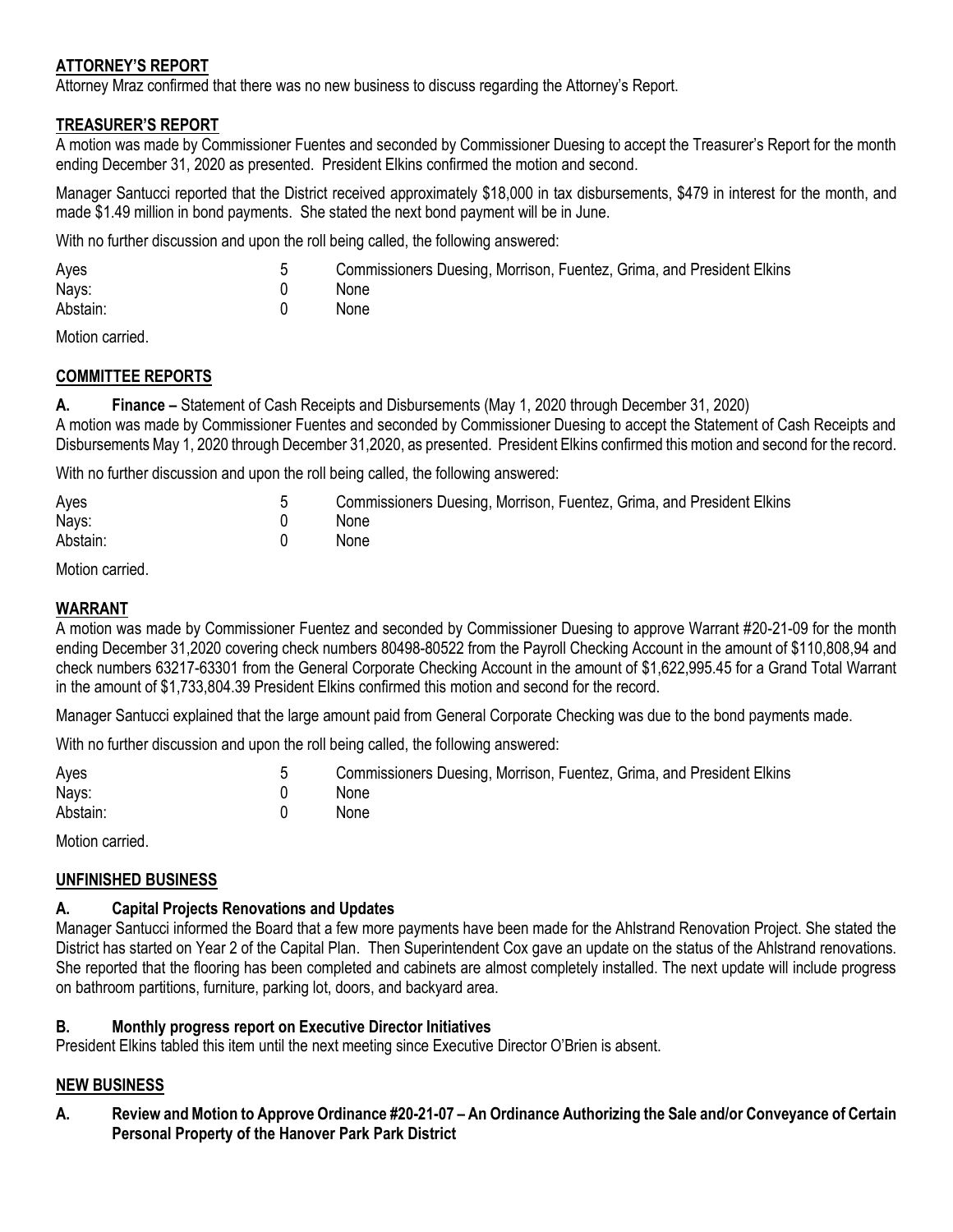## ATTORNEY'S REPORT

Attorney Mraz confirmed that there was no new business to discuss regarding the Attorney's Report.

## TREASURER'S REPORT

A motion was made by Commissioner Fuentes and seconded by Commissioner Duesing to accept the Treasurer's Report for the month ending December 31, 2020 as presented. President Elkins confirmed the motion and second.

Manager Santucci reported that the District received approximately $18,000 in tax disbursements, $479 in interest for the month, and made $1.49 million in bond payments. She stated the next bond payment will be in June.

With no further discussion and upon the roll being called, the following answered:

| | | |
|---|---|---|
| Ayes | 5 | Commissioners Duesing, Morrison, Fuentez, Grima, and President Elkins |
| Nays: | 0 | None |
| Abstain: | 0 | None |

Motion carried.

## COMMITTEE REPORTS

**A. Finance –** Statement of Cash Receipts and Disbursements (May 1, 2020 through December 31, 2020)

A motion was made by Commissioner Fuentes and seconded by Commissioner Duesing to accept the Statement of Cash Receipts and Disbursements May 1, 2020 through December 31,2020, as presented. President Elkins confirmed this motion and second for the record.

With no further discussion and upon the roll being called, the following answered:

| | | |
|---|---|---|
| Ayes | 5 | Commissioners Duesing, Morrison, Fuentez, Grima, and President Elkins |
| Nays: | 0 | None |
| Abstain: | 0 | None |

Motion carried.

## WARRANT

A motion was made by Commissioner Fuentez and seconded by Commissioner Duesing to approve Warrant #20-21-09 for the month ending December 31,2020 covering check numbers 80498-80522 from the Payroll Checking Account in the amount of $110,808,94 and check numbers 63217-63301 from the General Corporate Checking Account in the amount of $1,622,995.45 for a Grand Total Warrant in the amount of $1,733,804.39 President Elkins confirmed this motion and second for the record.

Manager Santucci explained that the large amount paid from General Corporate Checking was due to the bond payments made.

With no further discussion and upon the roll being called, the following answered:

| | | |
|---|---|---|
| Ayes | 5 | Commissioners Duesing, Morrison, Fuentez, Grima, and President Elkins |
| Nays: | 0 | None |
| Abstain: | 0 | None |

Motion carried.

## UNFINISHED BUSINESS

### A. Capital Projects Renovations and Updates

Manager Santucci informed the Board that a few more payments have been made for the Ahlstrand Renovation Project. She stated the District has started on Year 2 of the Capital Plan. Then Superintendent Cox gave an update on the status of the Ahlstrand renovations. She reported that the flooring has been completed and cabinets are almost completely installed. The next update will include progress on bathroom partitions, furniture, parking lot, doors, and backyard area.

### B. Monthly progress report on Executive Director Initiatives

President Elkins tabled this item until the next meeting since Executive Director O'Brien is absent.

## NEW BUSINESS

### A. Review and Motion to Approve Ordinance #20-21-07 – An Ordinance Authorizing the Sale and/or Conveyance of Certain Personal Property of the Hanover Park Park District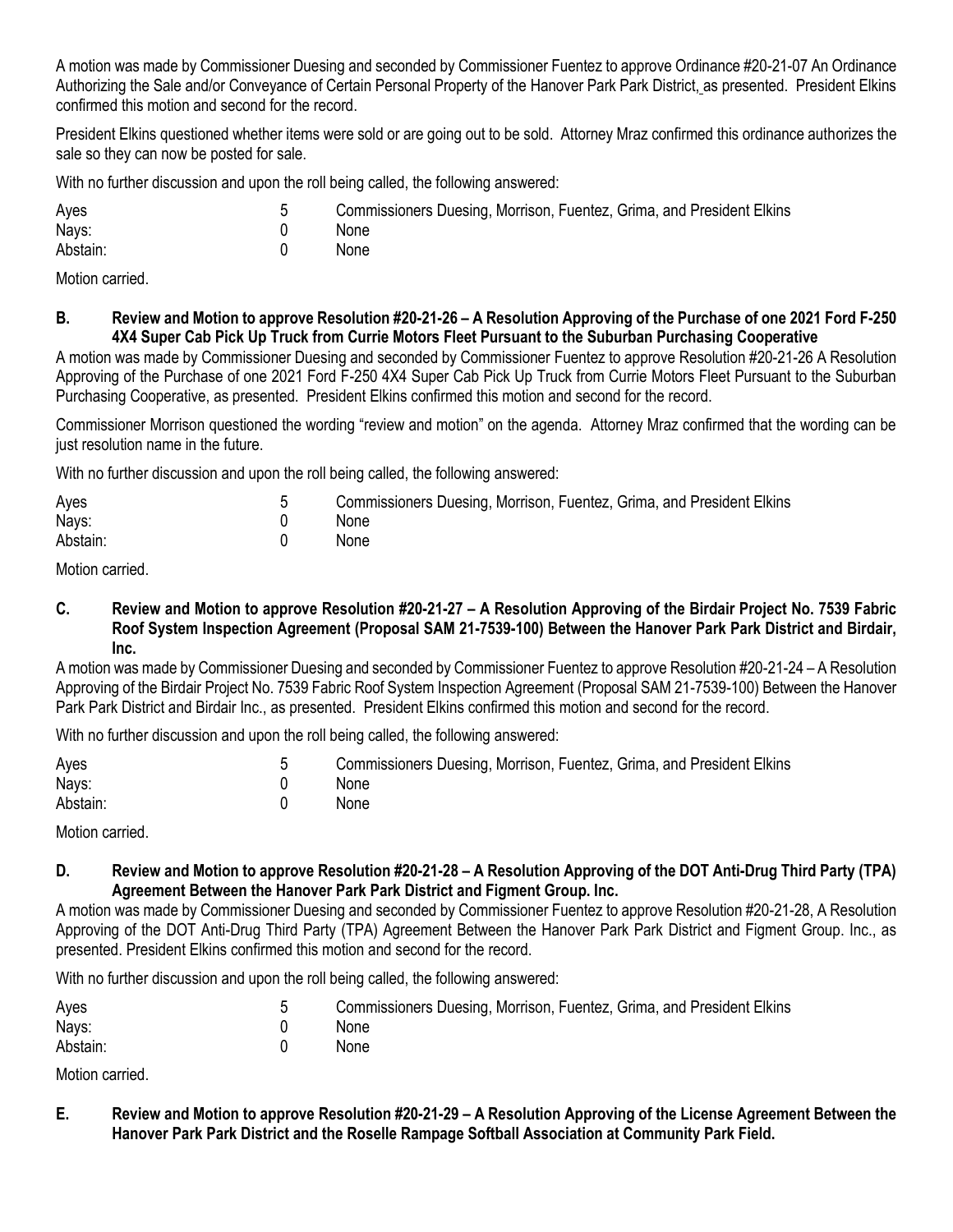A motion was made by Commissioner Duesing and seconded by Commissioner Fuentez to approve Ordinance #20-21-07 An Ordinance Authorizing the Sale and/or Conveyance of Certain Personal Property of the Hanover Park Park District, as presented. President Elkins confirmed this motion and second for the record.

President Elkins questioned whether items were sold or are going out to be sold. Attorney Mraz confirmed this ordinance authorizes the sale so they can now be posted for sale.

With no further discussion and upon the roll being called, the following answered:

| | | |
|---|---|---|
| Ayes | 5 | Commissioners Duesing, Morrison, Fuentez, Grima, and President Elkins |
| Nays: | 0 | None |
| Abstain: | 0 | None |

Motion carried.

**B. Review and Motion to approve Resolution #20-21-26 – A Resolution Approving of the Purchase of one 2021 Ford F-250 4X4 Super Cab Pick Up Truck from Currie Motors Fleet Pursuant to the Suburban Purchasing Cooperative**

A motion was made by Commissioner Duesing and seconded by Commissioner Fuentez to approve Resolution #20-21-26 A Resolution Approving of the Purchase of one 2021 Ford F-250 4X4 Super Cab Pick Up Truck from Currie Motors Fleet Pursuant to the Suburban Purchasing Cooperative, as presented. President Elkins confirmed this motion and second for the record.

Commissioner Morrison questioned the wording "review and motion" on the agenda. Attorney Mraz confirmed that the wording can be just resolution name in the future.

With no further discussion and upon the roll being called, the following answered:

| | | |
|---|---|---|
| Ayes | 5 | Commissioners Duesing, Morrison, Fuentez, Grima, and President Elkins |
| Nays: | 0 | None |
| Abstain: | 0 | None |

Motion carried.

**C. Review and Motion to approve Resolution #20-21-27 – A Resolution Approving of the Birdair Project No. 7539 Fabric Roof System Inspection Agreement (Proposal SAM 21-7539-100) Between the Hanover Park Park District and Birdair, Inc.**

A motion was made by Commissioner Duesing and seconded by Commissioner Fuentez to approve Resolution #20-21-24 – A Resolution Approving of the Birdair Project No. 7539 Fabric Roof System Inspection Agreement (Proposal SAM 21-7539-100) Between the Hanover Park Park District and Birdair Inc., as presented. President Elkins confirmed this motion and second for the record.

With no further discussion and upon the roll being called, the following answered:

| | | |
|---|---|---|
| Ayes | 5 | Commissioners Duesing, Morrison, Fuentez, Grima, and President Elkins |
| Nays: | 0 | None |
| Abstain: | 0 | None |

Motion carried.

**D. Review and Motion to approve Resolution #20-21-28 – A Resolution Approving of the DOT Anti-Drug Third Party (TPA) Agreement Between the Hanover Park Park District and Figment Group. Inc.**

A motion was made by Commissioner Duesing and seconded by Commissioner Fuentez to approve Resolution #20-21-28, A Resolution Approving of the DOT Anti-Drug Third Party (TPA) Agreement Between the Hanover Park Park District and Figment Group. Inc., as presented. President Elkins confirmed this motion and second for the record.

With no further discussion and upon the roll being called, the following answered:

| | | |
|---|---|---|
| Ayes | 5 | Commissioners Duesing, Morrison, Fuentez, Grima, and President Elkins |
| Nays: | 0 | None |
| Abstain: | 0 | None |

Motion carried.

**E. Review and Motion to approve Resolution #20-21-29 – A Resolution Approving of the License Agreement Between the Hanover Park Park District and the Roselle Rampage Softball Association at Community Park Field.**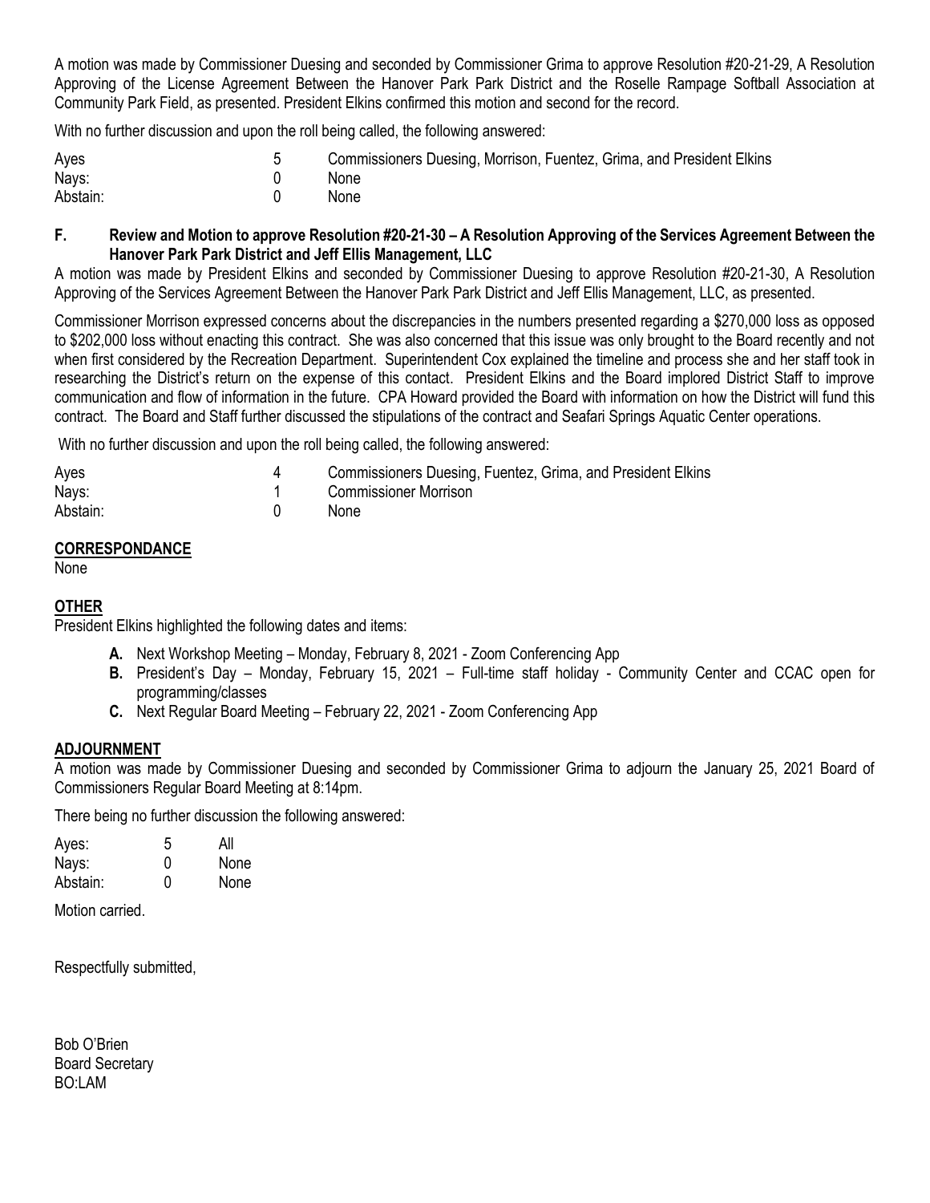A motion was made by Commissioner Duesing and seconded by Commissioner Grima to approve Resolution #20-21-29, A Resolution Approving of the License Agreement Between the Hanover Park Park District and the Roselle Rampage Softball Association at Community Park Field, as presented. President Elkins confirmed this motion and second for the record.

With no further discussion and upon the roll being called, the following answered:

| | | |
|---|---|---|
| Ayes | 5 | Commissioners Duesing, Morrison, Fuentez, Grima, and President Elkins |
| Nays: | 0 | None |
| Abstain: | 0 | None |

**F. Review and Motion to approve Resolution #20-21-30 – A Resolution Approving of the Services Agreement Between the Hanover Park Park District and Jeff Ellis Management, LLC**

A motion was made by President Elkins and seconded by Commissioner Duesing to approve Resolution #20-21-30, A Resolution Approving of the Services Agreement Between the Hanover Park Park District and Jeff Ellis Management, LLC, as presented.

Commissioner Morrison expressed concerns about the discrepancies in the numbers presented regarding a $270,000 loss as opposed to $202,000 loss without enacting this contract. She was also concerned that this issue was only brought to the Board recently and not when first considered by the Recreation Department. Superintendent Cox explained the timeline and process she and her staff took in researching the District's return on the expense of this contact. President Elkins and the Board implored District Staff to improve communication and flow of information in the future. CPA Howard provided the Board with information on how the District will fund this contract. The Board and Staff further discussed the stipulations of the contract and Seafari Springs Aquatic Center operations.

With no further discussion and upon the roll being called, the following answered:

| | | |
|---|---|---|
| Ayes | 4 | Commissioners Duesing, Fuentez, Grima, and President Elkins |
| Nays: | 1 | Commissioner Morrison |
| Abstain: | 0 | None |

## CORRESPONDANCE

None

## OTHER

President Elkins highlighted the following dates and items:

- **A.** Next Workshop Meeting – Monday, February 8, 2021 - Zoom Conferencing App
- **B.** President's Day – Monday, February 15, 2021 – Full-time staff holiday - Community Center and CCAC open for programming/classes
- **C.** Next Regular Board Meeting – February 22, 2021 - Zoom Conferencing App

## ADJOURNMENT

A motion was made by Commissioner Duesing and seconded by Commissioner Grima to adjourn the January 25, 2021 Board of Commissioners Regular Board Meeting at 8:14pm.

There being no further discussion the following answered:

| | | |
|---|---|---|
| Ayes: | 5 | All |
| Nays: | 0 | None |
| Abstain: | 0 | None |

Motion carried.

Respectfully submitted,

Bob O'Brien
Board Secretary
BO:LAM